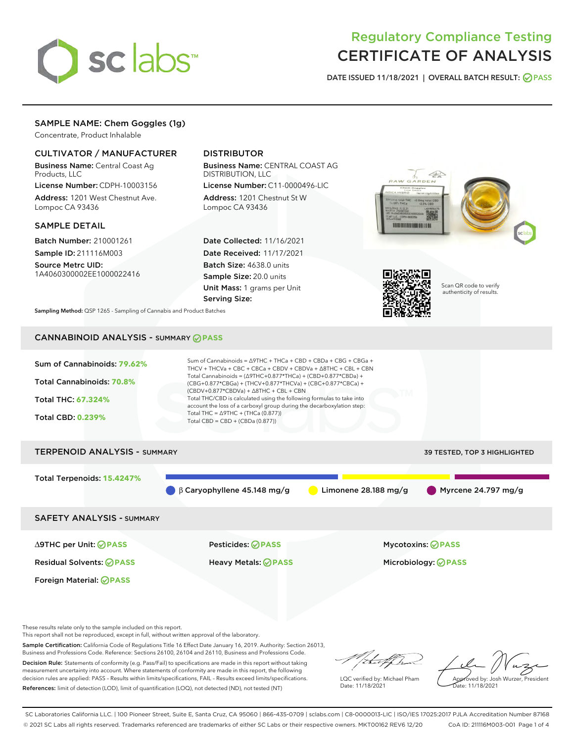# Regulatory Compliance Testing
# CERTIFICATE OF ANALYSIS

DATE ISSUED 11/18/2021 | OVERALL BATCH RESULT: PASS

## SAMPLE NAME: Chem Goggles (1g)

Concentrate, Product Inhalable

### CULTIVATOR / MANUFACTURER

**Business Name:** Central Coast Ag Products, LLC

**License Number:** CDPH-10003156

**Address:** 1201 West Chestnut Ave. Lompoc CA 93436

### DISTRIBUTOR

**Business Name:** CENTRAL COAST AG DISTRIBUTION, LLC

**License Number:** C11-0000496-LIC

**Address:** 1201 Chestnut St W Lompoc CA 93436

### SAMPLE DETAIL

**Batch Number:** 210001261

**Sample ID:** 211116M003

**Source Metrc UID:** 1A4060300002EE1000022416

**Date Collected:** 11/16/2021

**Date Received:** 11/17/2021

**Batch Size:** 4638.0 units

**Sample Size:** 20.0 units

**Unit Mass:** 1 grams per Unit

**Serving Size:**

Scan QR code to verify authenticity of results.

**Sampling Method:** QSP 1265 - Sampling of Cannabis and Product Batches

## CANNABINOID ANALYSIS - SUMMARY PASS

**Sum of Cannabinoids:** 79.62%

**Total Cannabinoids:** 70.8%

**Total THC:** 67.324%

**Total CBD:** 0.239%

Sum of Cannabinoids = Δ9THC + THCa + CBD + CBDa + CBG + CBGa + THCV + THCVa + CBC + CBCa + CBDV + CBDVa + Δ8THC + CBL + CBN

Total Cannabinoids = (Δ9THC+0.877*THCa) + (CBD+0.877*CBDa) + (CBG+0.877*CBGa) + (THCV+0.877*THCVa) + (CBC+0.877*CBCa) + (CBDV+0.877*CBDVa) + Δ8THC + CBL + CBN

Total THC/CBD is calculated using the following formulas to take into account the loss of a carboxyl group during the decarboxylation step:

Total THC = Δ9THC + (THCa (0.877))

Total CBD = CBD + (CBDa (0.877))

## TERPENOID ANALYSIS - SUMMARY

39 TESTED, TOP 3 HIGHLIGHTED

**Total Terpenoids:** 15.4247%

β Caryophyllene 45.148 mg/g | Limonene 28.188 mg/g | Myrcene 24.797 mg/g

## SAFETY ANALYSIS - SUMMARY

| | | |
|---|---|---|
| Δ9THC per Unit: PASS | Pesticides: PASS | Mycotoxins: PASS |
| Residual Solvents: PASS | Heavy Metals: PASS | Microbiology: PASS |
| Foreign Material: PASS | | |

These results relate only to the sample included on this report.
This report shall not be reproduced, except in full, without written approval of the laboratory.

**Sample Certification:** California Code of Regulations Title 16 Effect Date January 16, 2019. Authority: Section 26013, Business and Professions Code. Reference: Sections 26100, 26104 and 26110, Business and Professions Code.

**Decision Rule:** Statements of conformity (e.g. Pass/Fail) to specifications are made in this report without taking measurement uncertainty into account. Where statements of conformity are made in this report, the following decision rules are applied: PASS – Results within limits/specifications, FAIL – Results exceed limits/specifications.

**References:** limit of detection (LOD), limit of quantification (LOQ), not detected (ND), not tested (NT)

LQC verified by: Michael Pham
Date: 11/18/2021

Approved by: Josh Wurzer, President
Date: 11/18/2021

SC Laboratories California LLC. | 100 Pioneer Street, Suite E, Santa Cruz, CA 95060 | 866-435-0709 | sclabs.com | C8-0000013-LIC | ISO/IES 17025:2017 PJLA Accreditation Number 87168
© 2021 SC Labs all rights reserved. Trademarks referenced are trademarks of either SC Labs or their respective owners. MKT00162 REV6 12/20 CoA ID: 211116M003-001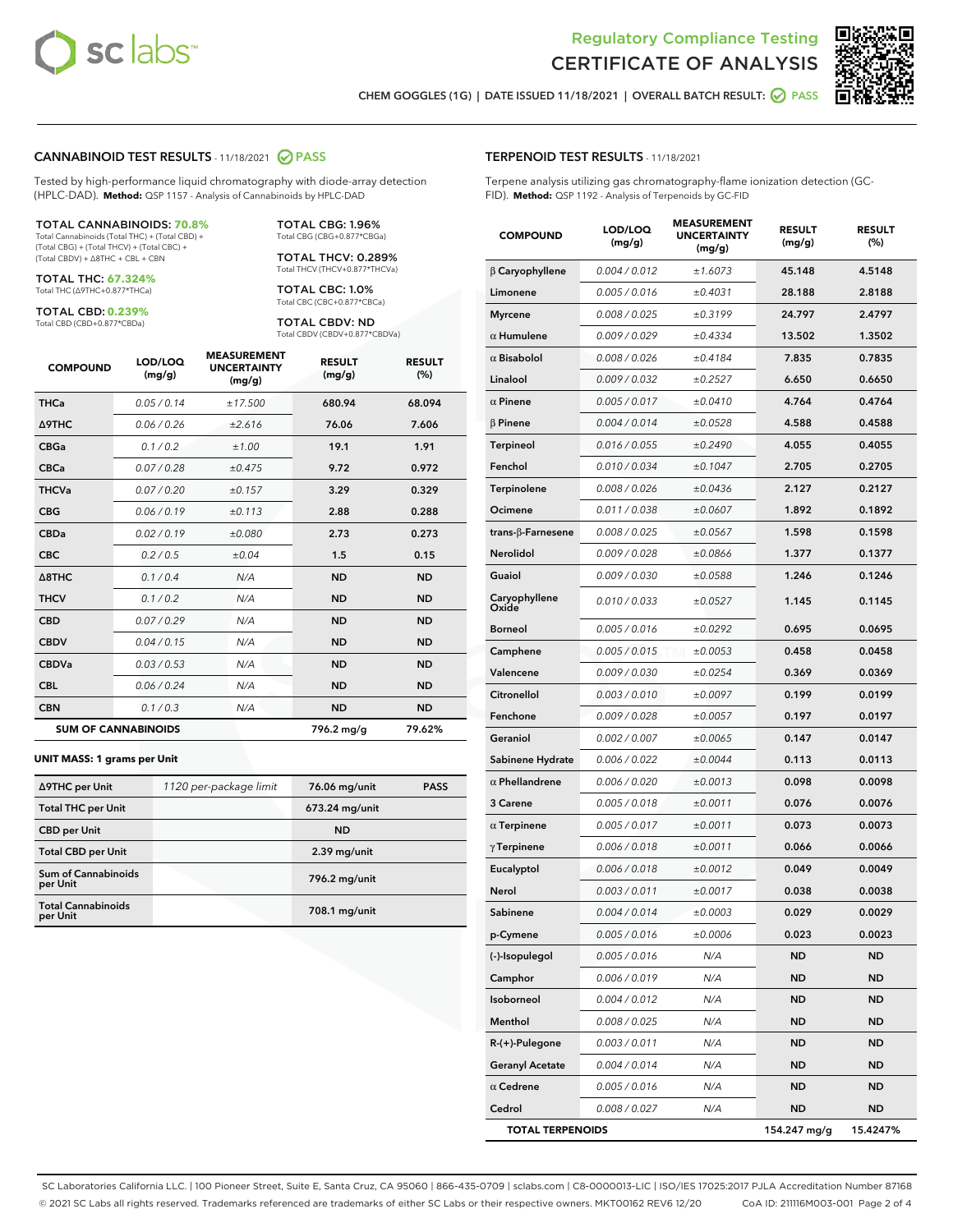Regulatory Compliance Testing

# CERTIFICATE OF ANALYSIS

CHEM GOGGLES (1G) | DATE ISSUED 11/18/2021 | OVERALL BATCH RESULT: PASS

## CANNABINOID TEST RESULTS - 11/18/2021 PASS

Tested by high-performance liquid chromatography with diode-array detection (HPLC-DAD). **Method:** QSP 1157 - Analysis of Cannabinoids by HPLC-DAD

**TOTAL CANNABINOIDS: 70.8%**
Total Cannabinoids (Total THC) + (Total CBD) + (Total CBG) + (Total THCV) + (Total CBC) + (Total CBDV) + Δ8THC + CBL + CBN

**TOTAL THC: 67.324%**
Total THC (Δ9THC+0.877*THCa)

**TOTAL CBD: 0.239%**
Total CBD (CBD+0.877*CBDa)

**TOTAL CBG: 1.96%**
Total CBG (CBG+0.877*CBGa)

**TOTAL THCV: 0.289%**
Total THCV (THCV+0.877*THCVa)

**TOTAL CBC: 1.0%**
Total CBC (CBC+0.877*CBCa)

**TOTAL CBDV: ND**
Total CBDV (CBDV+0.877*CBDVa)

| COMPOUND | LOD/LOQ (mg/g) | MEASUREMENT UNCERTAINTY (mg/g) | RESULT (mg/g) | RESULT (%) |
|---|---|---|---|---|
| THCa | 0.05 / 0.14 | ±17.500 | 680.94 | 68.094 |
| Δ9THC | 0.06 / 0.26 | ±2.616 | 76.06 | 7.606 |
| CBGa | 0.1 / 0.2 | ±1.00 | 19.1 | 1.91 |
| CBCa | 0.07 / 0.28 | ±0.475 | 9.72 | 0.972 |
| THCVa | 0.07 / 0.20 | ±0.157 | 3.29 | 0.329 |
| CBG | 0.06 / 0.19 | ±0.113 | 2.88 | 0.288 |
| CBDa | 0.02 / 0.19 | ±0.080 | 2.73 | 0.273 |
| CBC | 0.2 / 0.5 | ±0.04 | 1.5 | 0.15 |
| Δ8THC | 0.1 / 0.4 | N/A | ND | ND |
| THCV | 0.1 / 0.2 | N/A | ND | ND |
| CBD | 0.07 / 0.29 | N/A | ND | ND |
| CBDV | 0.04 / 0.15 | N/A | ND | ND |
| CBDVa | 0.03 / 0.53 | N/A | ND | ND |
| CBL | 0.06 / 0.24 | N/A | ND | ND |
| CBN | 0.1 / 0.3 | N/A | ND | ND |
| **SUM OF CANNABINOIDS** | | | **796.2 mg/g** | **79.62%** |

**UNIT MASS: 1 grams per Unit**

| | | | |
|---|---|---|---|
| Δ9THC per Unit | 1120 per-package limit | 76.06 mg/unit | PASS |
| Total THC per Unit | | 673.24 mg/unit | |
| CBD per Unit | | ND | |
| Total CBD per Unit | | 2.39 mg/unit | |
| Sum of Cannabinoids per Unit | | 796.2 mg/unit | |
| Total Cannabinoids per Unit | | 708.1 mg/unit | |

## TERPENOID TEST RESULTS - 11/18/2021

Terpene analysis utilizing gas chromatography-flame ionization detection (GC-FID). **Method:** QSP 1192 - Analysis of Terpenoids by GC-FID

| COMPOUND | LOD/LOQ (mg/g) | MEASUREMENT UNCERTAINTY (mg/g) | RESULT (mg/g) | RESULT (%) |
|---|---|---|---|---|
| β Caryophyllene | 0.004 / 0.012 | ±1.6073 | 45.148 | 4.5148 |
| Limonene | 0.005 / 0.016 | ±0.4031 | 28.188 | 2.8188 |
| Myrcene | 0.008 / 0.025 | ±0.3199 | 24.797 | 2.4797 |
| α Humulene | 0.009 / 0.029 | ±0.4334 | 13.502 | 1.3502 |
| α Bisabolol | 0.008 / 0.026 | ±0.4184 | 7.835 | 0.7835 |
| Linalool | 0.009 / 0.032 | ±0.2527 | 6.650 | 0.6650 |
| α Pinene | 0.005 / 0.017 | ±0.0410 | 4.764 | 0.4764 |
| β Pinene | 0.004 / 0.014 | ±0.0528 | 4.588 | 0.4588 |
| Terpineol | 0.016 / 0.055 | ±0.2490 | 4.055 | 0.4055 |
| Fenchol | 0.010 / 0.034 | ±0.1047 | 2.705 | 0.2705 |
| Terpinolene | 0.008 / 0.026 | ±0.0436 | 2.127 | 0.2127 |
| Ocimene | 0.011 / 0.038 | ±0.0607 | 1.892 | 0.1892 |
| trans-β-Farnesene | 0.008 / 0.025 | ±0.0567 | 1.598 | 0.1598 |
| Nerolidol | 0.009 / 0.028 | ±0.0866 | 1.377 | 0.1377 |
| Guaiol | 0.009 / 0.030 | ±0.0588 | 1.246 | 0.1246 |
| Caryophyllene Oxide | 0.010 / 0.033 | ±0.0527 | 1.145 | 0.1145 |
| Borneol | 0.005 / 0.016 | ±0.0292 | 0.695 | 0.0695 |
| Camphene | 0.005 / 0.015 | ±0.0053 | 0.458 | 0.0458 |
| Valencene | 0.009 / 0.030 | ±0.0254 | 0.369 | 0.0369 |
| Citronellol | 0.003 / 0.010 | ±0.0097 | 0.199 | 0.0199 |
| Fenchone | 0.009 / 0.028 | ±0.0057 | 0.197 | 0.0197 |
| Geraniol | 0.002 / 0.007 | ±0.0065 | 0.147 | 0.0147 |
| Sabinene Hydrate | 0.006 / 0.022 | ±0.0044 | 0.113 | 0.0113 |
| α Phellandrene | 0.006 / 0.020 | ±0.0013 | 0.098 | 0.0098 |
| 3 Carene | 0.005 / 0.018 | ±0.0011 | 0.076 | 0.0076 |
| α Terpinene | 0.005 / 0.017 | ±0.0011 | 0.073 | 0.0073 |
| γ Terpinene | 0.006 / 0.018 | ±0.0011 | 0.066 | 0.0066 |
| Eucalyptol | 0.006 / 0.018 | ±0.0012 | 0.049 | 0.0049 |
| Nerol | 0.003 / 0.011 | ±0.0017 | 0.038 | 0.0038 |
| Sabinene | 0.004 / 0.014 | ±0.0003 | 0.029 | 0.0029 |
| p-Cymene | 0.005 / 0.016 | ±0.0006 | 0.023 | 0.0023 |
| (-)-Isopulegol | 0.005 / 0.016 | N/A | ND | ND |
| Camphor | 0.006 / 0.019 | N/A | ND | ND |
| Isoborneol | 0.004 / 0.012 | N/A | ND | ND |
| Menthol | 0.008 / 0.025 | N/A | ND | ND |
| R-(+)-Pulegone | 0.003 / 0.011 | N/A | ND | ND |
| Geranyl Acetate | 0.004 / 0.014 | N/A | ND | ND |
| α Cedrene | 0.005 / 0.016 | N/A | ND | ND |
| Cedrol | 0.008 / 0.027 | N/A | ND | ND |
| **TOTAL TERPENOIDS** | | | **154.247 mg/g** | **15.4247%** |

SC Laboratories California LLC. | 100 Pioneer Street, Suite E, Santa Cruz, CA 95060 | 866-435-0709 | sclabs.com | C8-0000013-LIC | ISO/IES 17025:2017 PJLA Accreditation Number 87168
© 2021 SC Labs all rights reserved. Trademarks referenced are trademarks of either SC Labs or their respective owners. MKT00162 REV6 12/20 CoA ID: 211116M003-001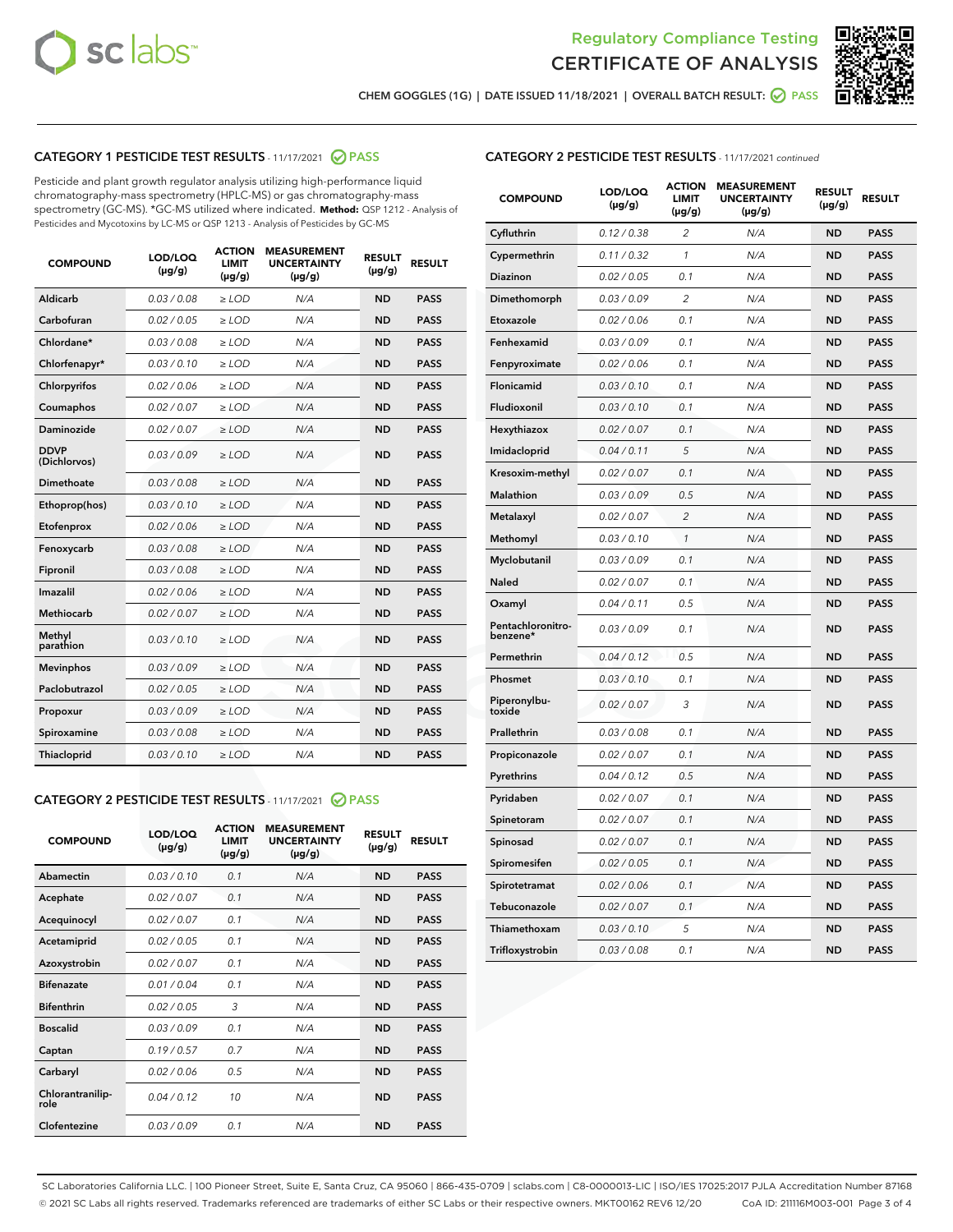Regulatory Compliance Testing
CERTIFICATE OF ANALYSIS

CHEM GOGGLES (1G) | DATE ISSUED 11/18/2021 | OVERALL BATCH RESULT: PASS

## CATEGORY 1 PESTICIDE TEST RESULTS - 11/17/2021 PASS

Pesticide and plant growth regulator analysis utilizing high-performance liquid chromatography-mass spectrometry (HPLC-MS) or gas chromatography-mass spectrometry (GC-MS). *GC-MS utilized where indicated. **Method:** QSP 1212 - Analysis of Pesticides and Mycotoxins by LC-MS or QSP 1213 - Analysis of Pesticides by GC-MS

| COMPOUND | LOD/LOQ (μg/g) | ACTION LIMIT (μg/g) | MEASUREMENT UNCERTAINTY (μg/g) | RESULT (μg/g) | RESULT |
|---|---|---|---|---|---|
| Aldicarb | 0.03 / 0.08 | ≥ LOD | N/A | ND | PASS |
| Carbofuran | 0.02 / 0.05 | ≥ LOD | N/A | ND | PASS |
| Chlordane* | 0.03 / 0.08 | ≥ LOD | N/A | ND | PASS |
| Chlorfenapyr* | 0.03 / 0.10 | ≥ LOD | N/A | ND | PASS |
| Chlorpyrifos | 0.02 / 0.06 | ≥ LOD | N/A | ND | PASS |
| Coumaphos | 0.02 / 0.07 | ≥ LOD | N/A | ND | PASS |
| Daminozide | 0.02 / 0.07 | ≥ LOD | N/A | ND | PASS |
| DDVP (Dichlorvos) | 0.03 / 0.09 | ≥ LOD | N/A | ND | PASS |
| Dimethoate | 0.03 / 0.08 | ≥ LOD | N/A | ND | PASS |
| Ethoprop(hos) | 0.03 / 0.10 | ≥ LOD | N/A | ND | PASS |
| Etofenprox | 0.02 / 0.06 | ≥ LOD | N/A | ND | PASS |
| Fenoxycarb | 0.03 / 0.08 | ≥ LOD | N/A | ND | PASS |
| Fipronil | 0.03 / 0.08 | ≥ LOD | N/A | ND | PASS |
| Imazalil | 0.02 / 0.06 | ≥ LOD | N/A | ND | PASS |
| Methiocarb | 0.02 / 0.07 | ≥ LOD | N/A | ND | PASS |
| Methyl parathion | 0.03 / 0.10 | ≥ LOD | N/A | ND | PASS |
| Mevinphos | 0.03 / 0.09 | ≥ LOD | N/A | ND | PASS |
| Paclobutrazol | 0.02 / 0.05 | ≥ LOD | N/A | ND | PASS |
| Propoxur | 0.03 / 0.09 | ≥ LOD | N/A | ND | PASS |
| Spiroxamine | 0.03 / 0.08 | ≥ LOD | N/A | ND | PASS |
| Thiacloprid | 0.03 / 0.10 | ≥ LOD | N/A | ND | PASS |

## CATEGORY 2 PESTICIDE TEST RESULTS - 11/17/2021 PASS

| COMPOUND | LOD/LOQ (μg/g) | ACTION LIMIT (μg/g) | MEASUREMENT UNCERTAINTY (μg/g) | RESULT (μg/g) | RESULT |
|---|---|---|---|---|---|
| Abamectin | 0.03 / 0.10 | 0.1 | N/A | ND | PASS |
| Acephate | 0.02 / 0.07 | 0.1 | N/A | ND | PASS |
| Acequinocyl | 0.02 / 0.07 | 0.1 | N/A | ND | PASS |
| Acetamiprid | 0.02 / 0.05 | 0.1 | N/A | ND | PASS |
| Azoxystrobin | 0.02 / 0.07 | 0.1 | N/A | ND | PASS |
| Bifenazate | 0.01 / 0.04 | 0.1 | N/A | ND | PASS |
| Bifenthrin | 0.02 / 0.05 | 3 | N/A | ND | PASS |
| Boscalid | 0.03 / 0.09 | 0.1 | N/A | ND | PASS |
| Captan | 0.19 / 0.57 | 0.7 | N/A | ND | PASS |
| Carbaryl | 0.02 / 0.06 | 0.5 | N/A | ND | PASS |
| Chlorantraniliprole | 0.04 / 0.12 | 10 | N/A | ND | PASS |
| Clofentezine | 0.03 / 0.09 | 0.1 | N/A | ND | PASS |
| Cyfluthrin | 0.12 / 0.38 | 2 | N/A | ND | PASS |
| Cypermethrin | 0.11 / 0.32 | 1 | N/A | ND | PASS |
| Diazinon | 0.02 / 0.05 | 0.1 | N/A | ND | PASS |
| Dimethomorph | 0.03 / 0.09 | 2 | N/A | ND | PASS |
| Etoxazole | 0.02 / 0.06 | 0.1 | N/A | ND | PASS |
| Fenhexamid | 0.03 / 0.09 | 0.1 | N/A | ND | PASS |
| Fenpyroximate | 0.02 / 0.06 | 0.1 | N/A | ND | PASS |
| Flonicamid | 0.03 / 0.10 | 0.1 | N/A | ND | PASS |
| Fludioxonil | 0.03 / 0.10 | 0.1 | N/A | ND | PASS |
| Hexythiazox | 0.02 / 0.07 | 0.1 | N/A | ND | PASS |
| Imidacloprid | 0.04 / 0.11 | 5 | N/A | ND | PASS |
| Kresoxim-methyl | 0.02 / 0.07 | 0.1 | N/A | ND | PASS |
| Malathion | 0.03 / 0.09 | 0.5 | N/A | ND | PASS |
| Metalaxyl | 0.02 / 0.07 | 2 | N/A | ND | PASS |
| Methomyl | 0.03 / 0.10 | 1 | N/A | ND | PASS |
| Myclobutanil | 0.03 / 0.09 | 0.1 | N/A | ND | PASS |
| Naled | 0.02 / 0.07 | 0.1 | N/A | ND | PASS |
| Oxamyl | 0.04 / 0.11 | 0.5 | N/A | ND | PASS |
| Pentachloronitrobenzene* | 0.03 / 0.09 | 0.1 | N/A | ND | PASS |
| Permethrin | 0.04 / 0.12 | 0.5 | N/A | ND | PASS |
| Phosmet | 0.03 / 0.10 | 0.1 | N/A | ND | PASS |
| Piperonylbutoxide | 0.02 / 0.07 | 3 | N/A | ND | PASS |
| Prallethrin | 0.03 / 0.08 | 0.1 | N/A | ND | PASS |
| Propiconazole | 0.02 / 0.07 | 0.1 | N/A | ND | PASS |
| Pyrethrins | 0.04 / 0.12 | 0.5 | N/A | ND | PASS |
| Pyridaben | 0.02 / 0.07 | 0.1 | N/A | ND | PASS |
| Spinetoram | 0.02 / 0.07 | 0.1 | N/A | ND | PASS |
| Spinosad | 0.02 / 0.07 | 0.1 | N/A | ND | PASS |
| Spiromesifen | 0.02 / 0.05 | 0.1 | N/A | ND | PASS |
| Spirotetramat | 0.02 / 0.06 | 0.1 | N/A | ND | PASS |
| Tebuconazole | 0.02 / 0.07 | 0.1 | N/A | ND | PASS |
| Thiamethoxam | 0.03 / 0.10 | 5 | N/A | ND | PASS |
| Trifloxystrobin | 0.03 / 0.08 | 0.1 | N/A | ND | PASS |

SC Laboratories California LLC. | 100 Pioneer Street, Suite E, Santa Cruz, CA 95060 | 866-435-0709 | sclabs.com | C8-0000013-LIC | ISO/IES 17025:2017 PJLA Accreditation Number 87168
© 2021 SC Labs all rights reserved. Trademarks referenced are trademarks of either SC Labs or their respective owners. MKT00162 REV6 12/20 CoA ID: 211116M003-001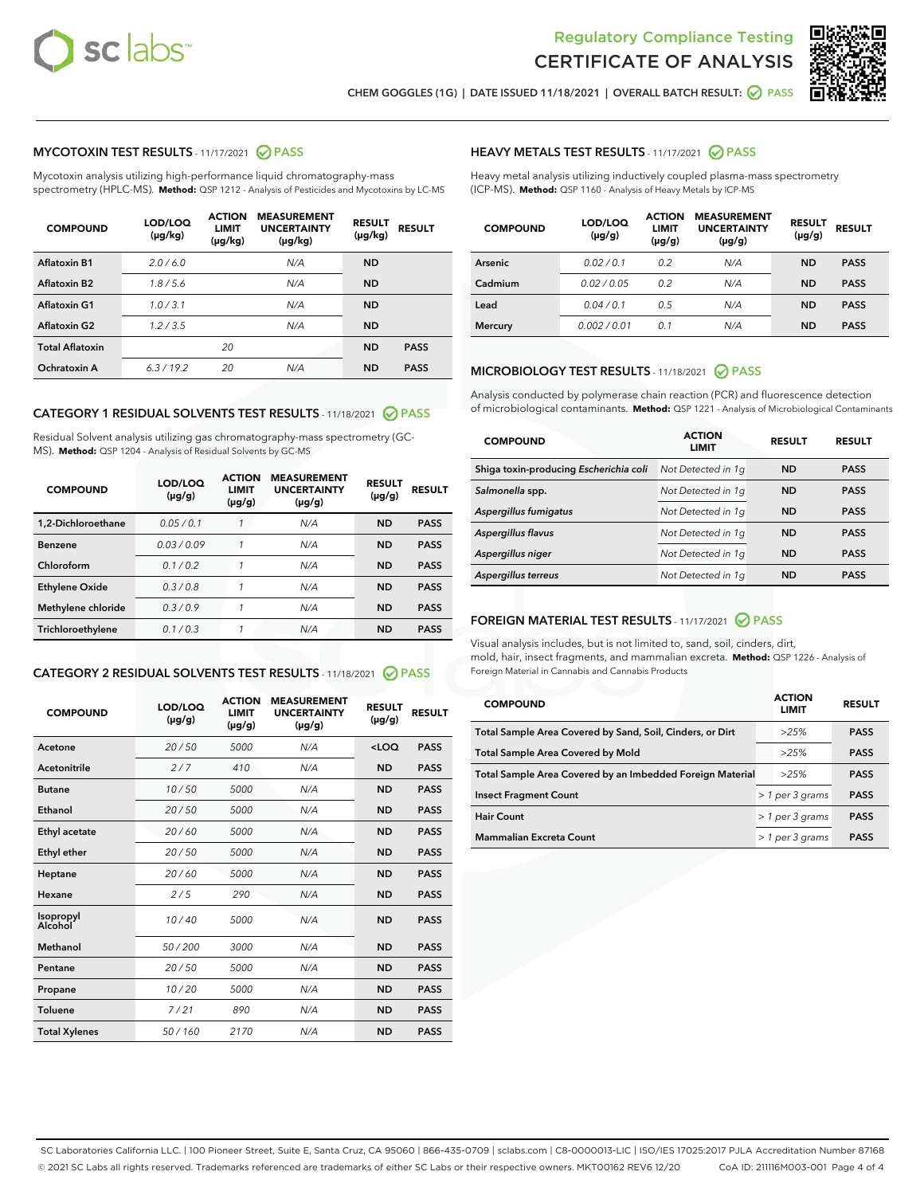Regulatory Compliance Testing
# CERTIFICATE OF ANALYSIS

CHEM GOGGLES (1G) | DATE ISSUED 11/18/2021 | OVERALL BATCH RESULT: PASS

## MYCOTOXIN TEST RESULTS - 11/17/2021 PASS

Mycotoxin analysis utilizing high-performance liquid chromatography-mass spectrometry (HPLC-MS). **Method:** QSP 1212 - Analysis of Pesticides and Mycotoxins by LC-MS

| COMPOUND | LOD/LOQ (µg/kg) | ACTION LIMIT (µg/kg) | MEASUREMENT UNCERTAINTY (µg/kg) | RESULT (µg/kg) | RESULT |
|---|---|---|---|---|---|
| Aflatoxin B1 | 2.0 / 6.0 | | N/A | ND | |
| Aflatoxin B2 | 1.8 / 5.6 | | N/A | ND | |
| Aflatoxin G1 | 1.0 / 3.1 | | N/A | ND | |
| Aflatoxin G2 | 1.2 / 3.5 | | N/A | ND | |
| Total Aflatoxin | | 20 | | ND | PASS |
| Ochratoxin A | 6.3 / 19.2 | 20 | N/A | ND | PASS |

## CATEGORY 1 RESIDUAL SOLVENTS TEST RESULTS - 11/18/2021 PASS

Residual Solvent analysis utilizing gas chromatography-mass spectrometry (GC-MS). **Method:** QSP 1204 - Analysis of Residual Solvents by GC-MS

| COMPOUND | LOD/LOQ (µg/g) | ACTION LIMIT (µg/g) | MEASUREMENT UNCERTAINTY (µg/g) | RESULT (µg/g) | RESULT |
|---|---|---|---|---|---|
| 1,2-Dichloroethane | 0.05 / 0.1 | 1 | N/A | ND | PASS |
| Benzene | 0.03 / 0.09 | 1 | N/A | ND | PASS |
| Chloroform | 0.1 / 0.2 | 1 | N/A | ND | PASS |
| Ethylene Oxide | 0.3 / 0.8 | 1 | N/A | ND | PASS |
| Methylene chloride | 0.3 / 0.9 | 1 | N/A | ND | PASS |
| Trichloroethylene | 0.1 / 0.3 | 1 | N/A | ND | PASS |

## CATEGORY 2 RESIDUAL SOLVENTS TEST RESULTS - 11/18/2021 PASS

| COMPOUND | LOD/LOQ (µg/g) | ACTION LIMIT (µg/g) | MEASUREMENT UNCERTAINTY (µg/g) | RESULT (µg/g) | RESULT |
|---|---|---|---|---|---|
| Acetone | 20 / 50 | 5000 | N/A | <LOQ | PASS |
| Acetonitrile | 2 / 7 | 410 | N/A | ND | PASS |
| Butane | 10 / 50 | 5000 | N/A | ND | PASS |
| Ethanol | 20 / 50 | 5000 | N/A | ND | PASS |
| Ethyl acetate | 20 / 60 | 5000 | N/A | ND | PASS |
| Ethyl ether | 20 / 50 | 5000 | N/A | ND | PASS |
| Heptane | 20 / 60 | 5000 | N/A | ND | PASS |
| Hexane | 2 / 5 | 290 | N/A | ND | PASS |
| Isopropyl Alcohol | 10 / 40 | 5000 | N/A | ND | PASS |
| Methanol | 50 / 200 | 3000 | N/A | ND | PASS |
| Pentane | 20 / 50 | 5000 | N/A | ND | PASS |
| Propane | 10 / 20 | 5000 | N/A | ND | PASS |
| Toluene | 7 / 21 | 890 | N/A | ND | PASS |
| Total Xylenes | 50 / 160 | 2170 | N/A | ND | PASS |

## HEAVY METALS TEST RESULTS - 11/17/2021 PASS

Heavy metal analysis utilizing inductively coupled plasma-mass spectrometry (ICP-MS). **Method:** QSP 1160 - Analysis of Heavy Metals by ICP-MS

| COMPOUND | LOD/LOQ (µg/g) | ACTION LIMIT (µg/g) | MEASUREMENT UNCERTAINTY (µg/g) | RESULT (µg/g) | RESULT |
|---|---|---|---|---|---|
| Arsenic | 0.02 / 0.1 | 0.2 | N/A | ND | PASS |
| Cadmium | 0.02 / 0.05 | 0.2 | N/A | ND | PASS |
| Lead | 0.04 / 0.1 | 0.5 | N/A | ND | PASS |
| Mercury | 0.002 / 0.01 | 0.1 | N/A | ND | PASS |

## MICROBIOLOGY TEST RESULTS - 11/18/2021 PASS

Analysis conducted by polymerase chain reaction (PCR) and fluorescence detection of microbiological contaminants. **Method:** QSP 1221 - Analysis of Microbiological Contaminants

| COMPOUND | ACTION LIMIT | RESULT | RESULT |
|---|---|---|---|
| Shiga toxin-producing *Escherichia coli* | Not Detected in 1g | ND | PASS |
| *Salmonella* spp. | Not Detected in 1g | ND | PASS |
| *Aspergillus fumigatus* | Not Detected in 1g | ND | PASS |
| *Aspergillus flavus* | Not Detected in 1g | ND | PASS |
| *Aspergillus niger* | Not Detected in 1g | ND | PASS |
| *Aspergillus terreus* | Not Detected in 1g | ND | PASS |

## FOREIGN MATERIAL TEST RESULTS - 11/17/2021 PASS

Visual analysis includes, but is not limited to, sand, soil, cinders, dirt, mold, hair, insect fragments, and mammalian excreta. **Method:** QSP 1226 - Analysis of Foreign Material in Cannabis and Cannabis Products

| COMPOUND | ACTION LIMIT | RESULT |
|---|---|---|
| Total Sample Area Covered by Sand, Soil, Cinders, or Dirt | >25% | PASS |
| Total Sample Area Covered by Mold | >25% | PASS |
| Total Sample Area Covered by an Imbedded Foreign Material | >25% | PASS |
| Insect Fragment Count | > 1 per 3 grams | PASS |
| Hair Count | > 1 per 3 grams | PASS |
| Mammalian Excreta Count | > 1 per 3 grams | PASS |

SC Laboratories California LLC. | 100 Pioneer Street, Suite E, Santa Cruz, CA 95060 | 866-435-0709 | sclabs.com | C8-0000013-LIC | ISO/IES 17025:2017 PJLA Accreditation Number 87168
© 2021 SC Labs all rights reserved. Trademarks referenced are trademarks of either SC Labs or their respective owners. MKT00162 REV6 12/20 CoA ID: 211116M003-001